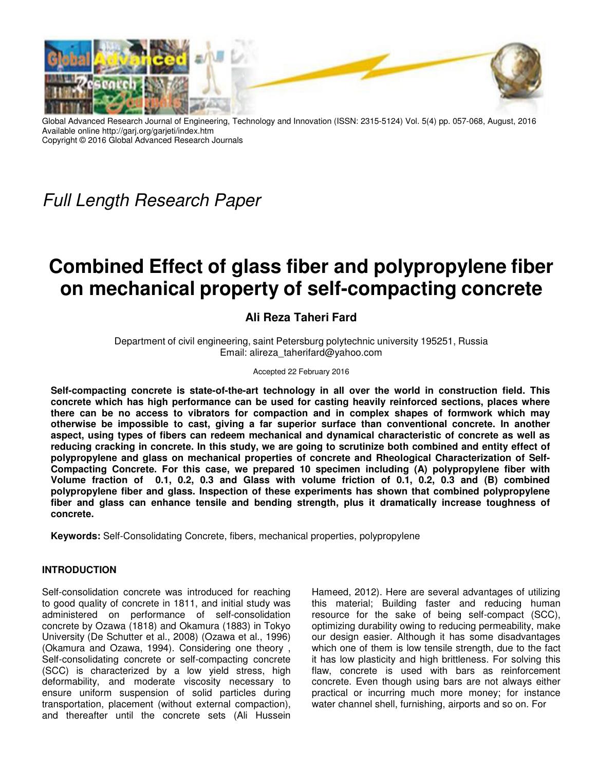Global Advanced Research Journal of Engineering, Technology and Innovation (ISSN: 2315-5124) Vol. 5(4) pp. 057-068, August, 2016
Available online http://garj.org/garjeti/index.htm
Copyright © 2016 Global Advanced Research Journals

*Full Length Research Paper*

# Combined Effect of glass fiber and polypropylene fiber on mechanical property of self-compacting concrete

**Ali Reza Taheri Fard**

Department of civil engineering, saint Petersburg polytechnic university 195251, Russia
Email: alireza_taherifard@yahoo.com

Accepted 22 February 2016

**Self-compacting concrete is state-of-the-art technology in all over the world in construction field. This concrete which has high performance can be used for casting heavily reinforced sections, places where there can be no access to vibrators for compaction and in complex shapes of formwork which may otherwise be impossible to cast, giving a far superior surface than conventional concrete. In another aspect, using types of fibers can redeem mechanical and dynamical characteristic of concrete as well as reducing cracking in concrete. In this study, we are going to scrutinize both combined and entity effect of polypropylene and glass on mechanical properties of concrete and Rheological Characterization of Self-Compacting Concrete. For this case, we prepared 10 specimen including (A) polypropylene fiber with Volume fraction of 0.1, 0.2, 0.3 and Glass with volume friction of 0.1, 0.2, 0.3 and (B) combined polypropylene fiber and glass. Inspection of these experiments has shown that combined polypropylene fiber and glass can enhance tensile and bending strength, plus it dramatically increase toughness of concrete.**

**Keywords:** Self-Consolidating Concrete, fibers, mechanical properties, polypropylene

## INTRODUCTION

Self-consolidation concrete was introduced for reaching to good quality of concrete in 1811, and initial study was administered on performance of self-consolidation concrete by Ozawa (1818) and Okamura (1883) in Tokyo University (De Schutter et al., 2008) (Ozawa et al., 1996) (Okamura and Ozawa, 1994). Considering one theory , Self-consolidating concrete or self-compacting concrete (SCC) is characterized by a low yield stress, high deformability, and moderate viscosity necessary to ensure uniform suspension of solid particles during transportation, placement (without external compaction), and thereafter until the concrete sets (Ali Hussein Hameed, 2012). Here are several advantages of utilizing this material; Building faster and reducing human resource for the sake of being self-compact (SCC), optimizing durability owing to reducing permeability, make our design easier. Although it has some disadvantages which one of them is low tensile strength, due to the fact it has low plasticity and high brittleness. For solving this flaw, concrete is used with bars as reinforcement concrete. Even though using bars are not always either practical or incurring much more money; for instance water channel shell, furnishing, airports and so on. For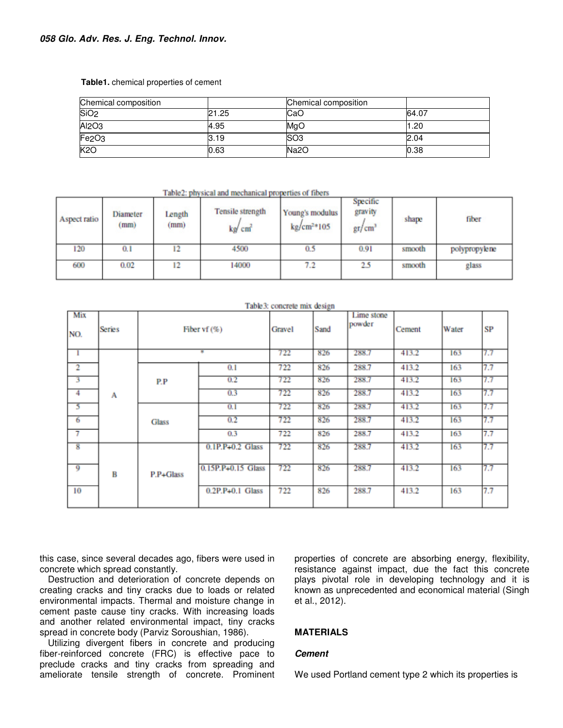**Table1.** chemical properties of cement

| Chemical composition | | Chemical composition | |
|---|---|---|---|
| $SiO_2$ | 21.25 | CaO | 64.07 |
| $Al_2O_3$ | 4.95 | MgO | 1.20 |
| $Fe_2O_3$ | 3.19 | $SO_3$ | 2.04 |
| $K_2O$ | 0.63 | $Na_2O$ | 0.38 |

Table2: physical and mechanical properties of fibers

| Aspect ratio | Diameter (mm) | Length (mm) | Tensile strength $kg/cm^2$ | Young's modulus $kg/cm^2*105$ | Specific gravity $gr/cm^3$ | shape | fiber |
|---|---|---|---|---|---|---|---|
| 120 | 0.1 | 12 | 4500 | 0.5 | 0.91 | smooth | polypropylene |
| 600 | 0.02 | 12 | 14000 | 7.2 | 2.5 | smooth | glass |

Table3: concrete mix design

| Mix NO. | Series | Fiber vf (%) | | Gravel | Sand | Lime stone powder | Cement | Water | SP |
|---|---|---|---|---|---|---|---|---|---|
| 1 | A | * | | 722 | 826 | 288.7 | 413.2 | 163 | 7.7 |
| 2 | | P.P | 0.1 | 722 | 826 | 288.7 | 413.2 | 163 | 7.7 |
| 3 | | | 0.2 | 722 | 826 | 288.7 | 413.2 | 163 | 7.7 |
| 4 | | | 0.3 | 722 | 826 | 288.7 | 413.2 | 163 | 7.7 |
| 5 | | Glass | 0.1 | 722 | 826 | 288.7 | 413.2 | 163 | 7.7 |
| 6 | | | 0.2 | 722 | 826 | 288.7 | 413.2 | 163 | 7.7 |
| 7 | | | 0.3 | 722 | 826 | 288.7 | 413.2 | 163 | 7.7 |
| 8 | B | P.P+Glass | 0.1P.P+0.2 Glass | 722 | 826 | 288.7 | 413.2 | 163 | 7.7 |
| 9 | | | 0.15P.P+0.15 Glass | 722 | 826 | 288.7 | 413.2 | 163 | 7.7 |
| 10 | | | 0.2P.P+0.1 Glass | 722 | 826 | 288.7 | 413.2 | 163 | 7.7 |

this case, since several decades ago, fibers were used in concrete which spread constantly.

Destruction and deterioration of concrete depends on creating cracks and tiny cracks due to loads or related environmental impacts. Thermal and moisture change in cement paste cause tiny cracks. With increasing loads and another related environmental impact, tiny cracks spread in concrete body (Parviz Soroushian, 1986).

Utilizing divergent fibers in concrete and producing fiber-reinforced concrete (FRC) is effective pace to preclude cracks and tiny cracks from spreading and ameliorate tensile strength of concrete. Prominent properties of concrete are absorbing energy, flexibility, resistance against impact, due the fact this concrete plays pivotal role in developing technology and it is known as unprecedented and economical material (Singh et al., 2012).

## MATERIALS

### *Cement*

We used Portland cement type 2 which its properties is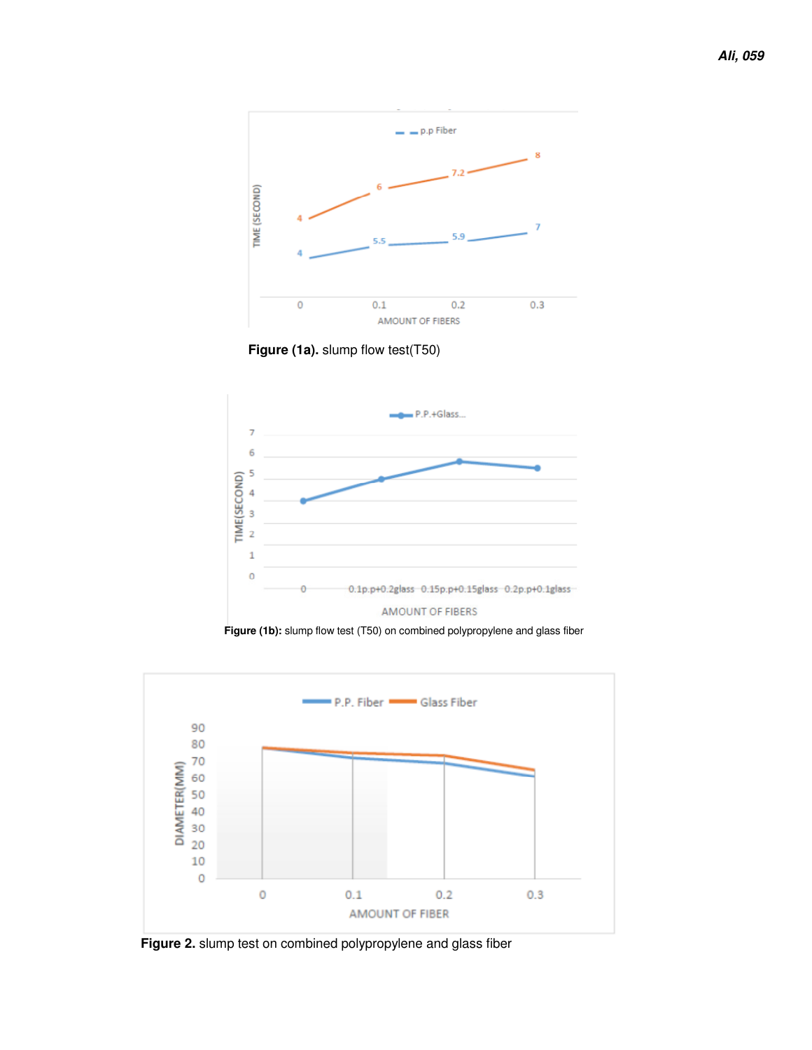Figure (1a). slump flow test(T50)

Figure (1b): slump flow test (T50) on combined polypropylene and glass fiber

Figure 2. slump test on combined polypropylene and glass fiber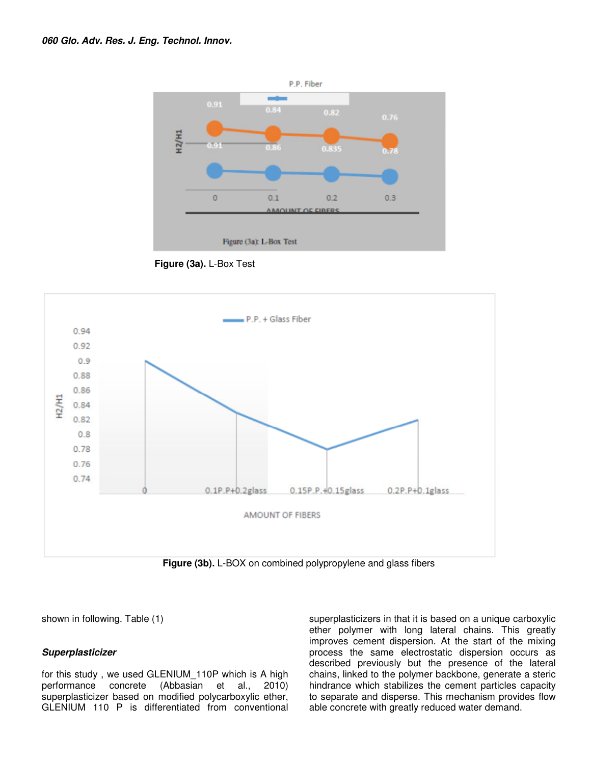Figure (3a). L-Box Test

Figure (3b). L-BOX on combined polypropylene and glass fibers

shown in following. Table (1)

### *Superplasticizer*

for this study , we used GLENIUM_110P which is A high performance concrete (Abbasian et al., 2010) superplasticizer based on modified polycarboxylic ether, GLENIUM 110 P is differentiated from conventional superplasticizers in that it is based on a unique carboxylic ether polymer with long lateral chains. This greatly improves cement dispersion. At the start of the mixing process the same electrostatic dispersion occurs as described previously but the presence of the lateral chains, linked to the polymer backbone, generate a steric hindrance which stabilizes the cement particles capacity to separate and disperse. This mechanism provides flow able concrete with greatly reduced water demand.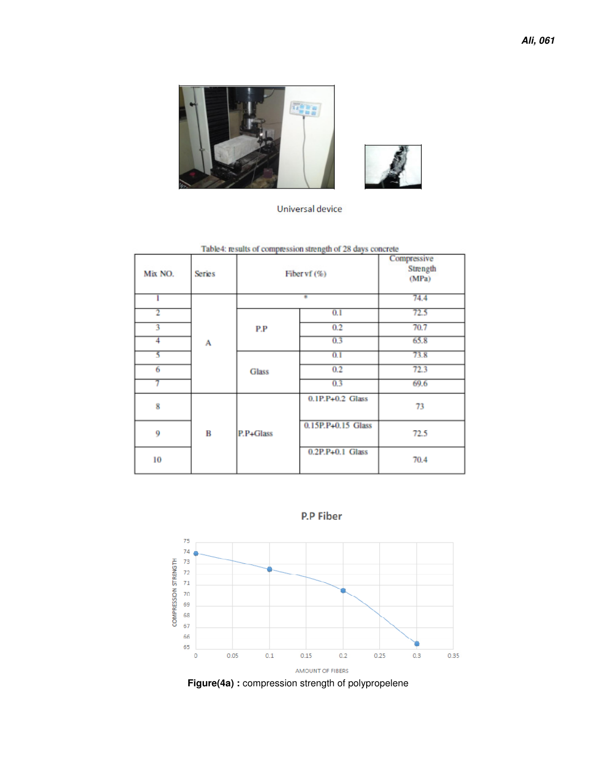Universal device

Table4: results of compression strength of 28 days concrete

| Mix NO. | Series | Fiber vf (%) | | Compressive Strength (MPa) |
|---|---|---|---|---|
| 1 | A | * | | 74.4 |
| 2 | | P.P | 0.1 | 72.5 |
| 3 | | | 0.2 | 70.7 |
| 4 | | | 0.3 | 65.8 |
| 5 | | Glass | 0.1 | 73.8 |
| 6 | | | 0.2 | 72.3 |
| 7 | | | 0.3 | 69.6 |
| 8 | B | P.P+Glass | 0.1P.P+0.2 Glass | 73 |
| 9 | | | 0.15P.P+0.15 Glass | 72.5 |
| 10 | | | 0.2P.P+0.1 Glass | 70.4 |

**Figure(4a) :** compression strength of polypropelene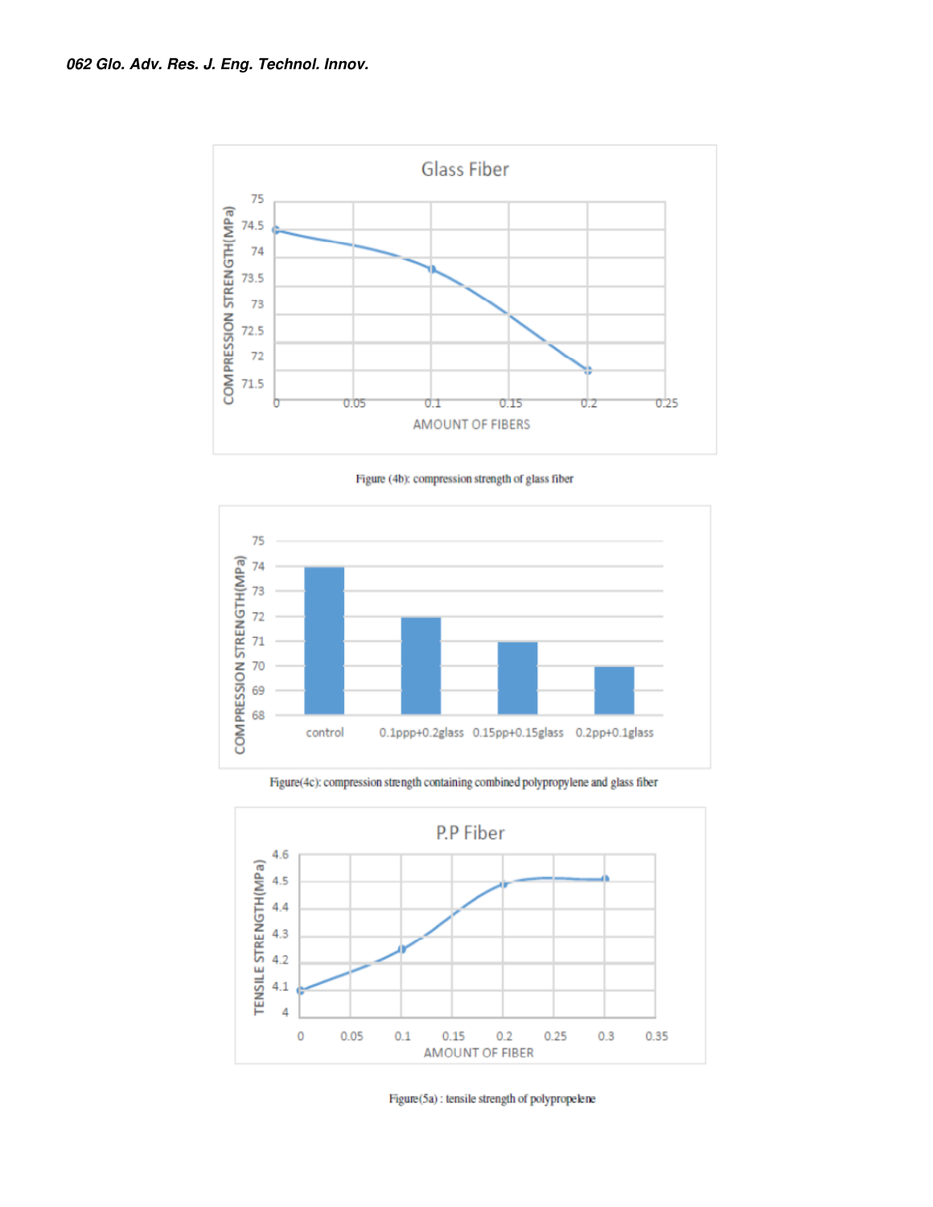Figure (4b): compression strength of glass fiber

Figure(4c): compression strength containing combined polypropylene and glass fiber

Figure(5a) : tensile strength of polypropelene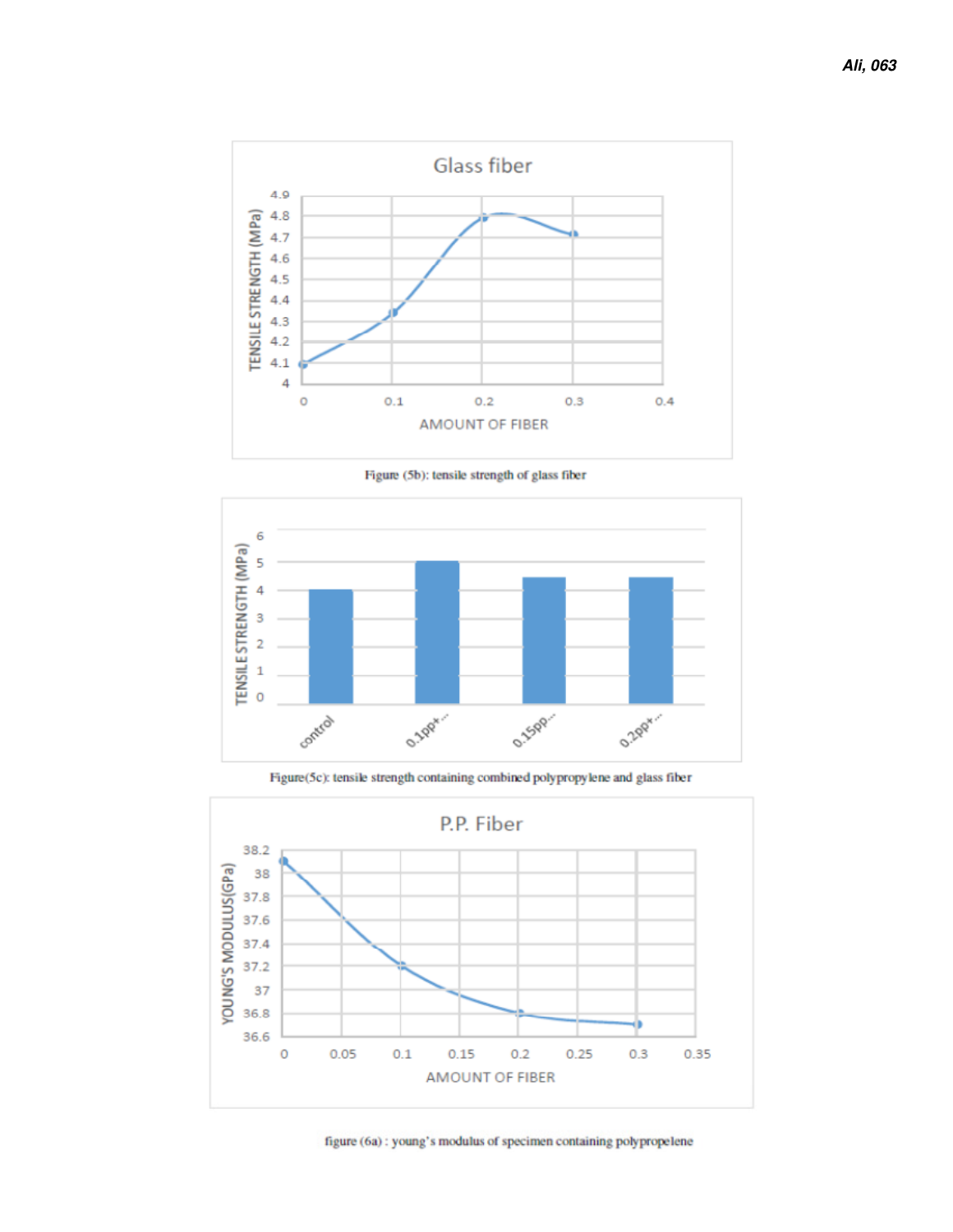Figure (5b): tensile strength of glass fiber

Figure(5c): tensile strength containing combined polypropylene and glass fiber

figure (6a) : young's modulus of specimen containing polypropelene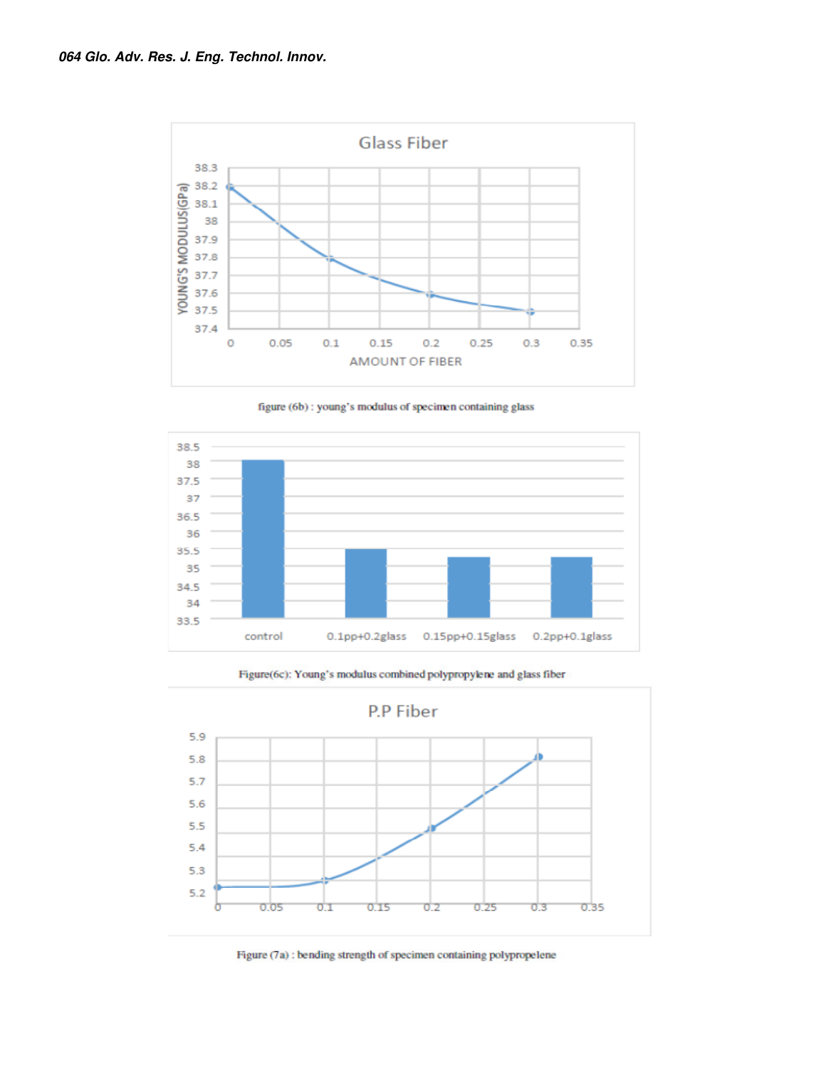figure (6b) : young's modulus of specimen containing glass

Figure(6c): Young's modulus combined polypropylene and glass fiber

Figure (7a) : bending strength of specimen containing polypropelene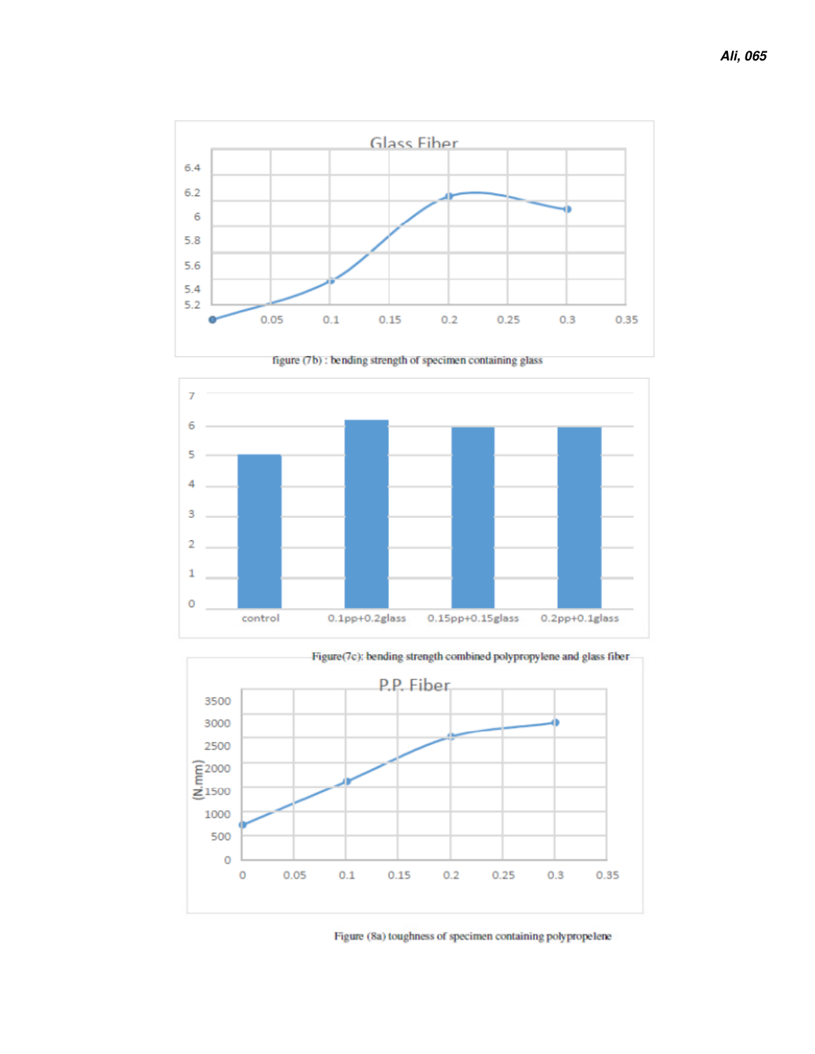figure (7b) : bending strength of specimen containing glass

Figure(7c): bending strength combined polypropylene and glass fiber

Figure (8a) toughness of specimen containing polypropelene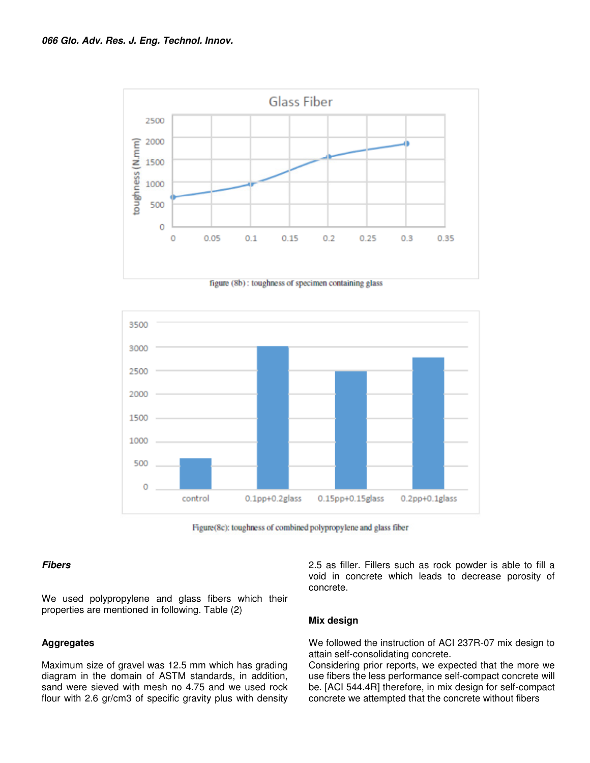figure (8b) : toughness of specimen containing glass

Figure(8c): toughness of combined polypropylene and glass fiber

### *Fibers*

We used polypropylene and glass fibers which their properties are mentioned in following. Table (2)

### Aggregates

Maximum size of gravel was 12.5 mm which has grading diagram in the domain of ASTM standards, in addition, sand were sieved with mesh no 4.75 and we used rock flour with 2.6 gr/cm3 of specific gravity plus with density 2.5 as filler. Fillers such as rock powder is able to fill a void in concrete which leads to decrease porosity of concrete.

### Mix design

We followed the instruction of ACI 237R-07 mix design to attain self-consolidating concrete.
Considering prior reports, we expected that the more we use fibers the less performance self-compact concrete will be. [ACI 544.4R] therefore, in mix design for self-compact concrete we attempted that the concrete without fibers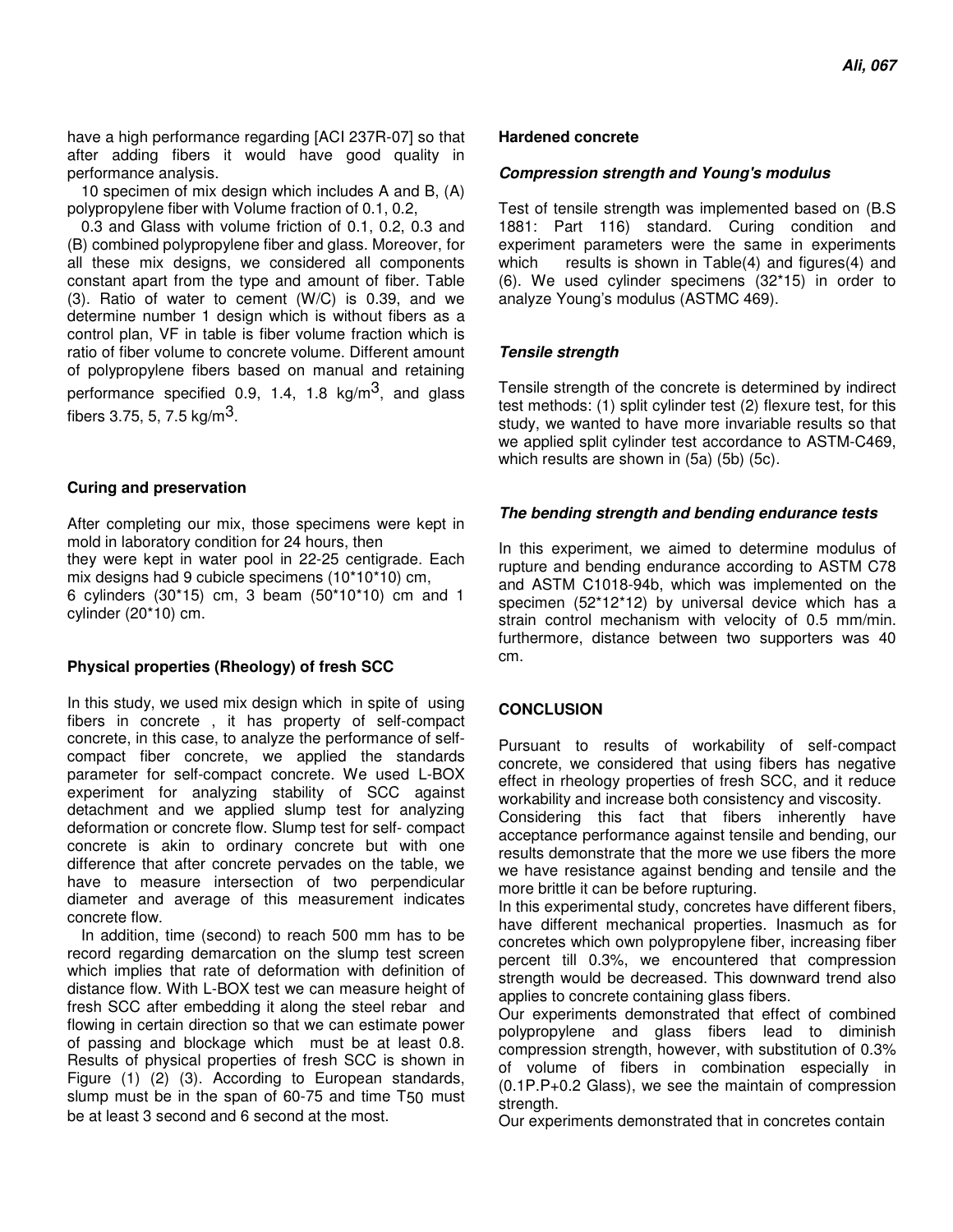have a high performance regarding [ACI 237R-07] so that after adding fibers it would have good quality in performance analysis.

10 specimen of mix design which includes A and B, (A) polypropylene fiber with Volume fraction of 0.1, 0.2, 0.3 and Glass with volume friction of 0.1, 0.2, 0.3 and (B) combined polypropylene fiber and glass. Moreover, for all these mix designs, we considered all components constant apart from the type and amount of fiber. Table (3). Ratio of water to cement (W/C) is 0.39, and we determine number 1 design which is without fibers as a control plan, VF in table is fiber volume fraction which is ratio of fiber volume to concrete volume. Different amount of polypropylene fibers based on manual and retaining performance specified 0.9, 1.4, 1.8 kg/m$^3$, and glass fibers 3.75, 5, 7.5 kg/m$^3$.

### Curing and preservation

After completing our mix, those specimens were kept in mold in laboratory condition for 24 hours, then they were kept in water pool in 22-25 centigrade. Each mix designs had 9 cubicle specimens (10*10*10) cm, 6 cylinders (30*15) cm, 3 beam (50*10*10) cm and 1 cylinder (20*10) cm.

### Physical properties (Rheology) of fresh SCC

In this study, we used mix design which in spite of using fibers in concrete , it has property of self-compact concrete, in this case, to analyze the performance of self-compact fiber concrete, we applied the standards parameter for self-compact concrete. We used L-BOX experiment for analyzing stability of SCC against detachment and we applied slump test for analyzing deformation or concrete flow. Slump test for self- compact concrete is akin to ordinary concrete but with one difference that after concrete pervades on the table, we have to measure intersection of two perpendicular diameter and average of this measurement indicates concrete flow.

In addition, time (second) to reach 500 mm has to be record regarding demarcation on the slump test screen which implies that rate of deformation with definition of distance flow. With L-BOX test we can measure height of fresh SCC after embedding it along the steel rebar and flowing in certain direction so that we can estimate power of passing and blockage which must be at least 0.8. Results of physical properties of fresh SCC is shown in Figure (1) (2) (3). According to European standards, slump must be in the span of 60-75 and time $T_{50}$ must be at least 3 second and 6 second at the most.

### Hardened concrete

#### *Compression strength and Young's modulus*

Test of tensile strength was implemented based on (B.S 1881: Part 116) standard. Curing condition and experiment parameters were the same in experiments which results is shown in Table(4) and figures(4) and (6). We used cylinder specimens (32*15) in order to analyze Young's modulus (ASTMC 469).

#### *Tensile strength*

Tensile strength of the concrete is determined by indirect test methods: (1) split cylinder test (2) flexure test, for this study, we wanted to have more invariable results so that we applied split cylinder test accordance to ASTM-C469, which results are shown in (5a) (5b) (5c).

#### *The bending strength and bending endurance tests*

In this experiment, we aimed to determine modulus of rupture and bending endurance according to ASTM C78 and ASTM C1018-94b, which was implemented on the specimen (52*12*12) by universal device which has a strain control mechanism with velocity of 0.5 mm/min. furthermore, distance between two supporters was 40 cm.

## CONCLUSION

Pursuant to results of workability of self-compact concrete, we considered that using fibers has negative effect in rheology properties of fresh SCC, and it reduce workability and increase both consistency and viscosity.

Considering this fact that fibers inherently have acceptance performance against tensile and bending, our results demonstrate that the more we use fibers the more we have resistance against bending and tensile and the more brittle it can be before rupturing.

In this experimental study, concretes have different fibers, have different mechanical properties. Inasmuch as for concretes which own polypropylene fiber, increasing fiber percent till 0.3%, we encountered that compression strength would be decreased. This downward trend also applies to concrete containing glass fibers.

Our experiments demonstrated that effect of combined polypropylene and glass fibers lead to diminish compression strength, however, with substitution of 0.3% of volume of fibers in combination especially in (0.1P.P+0.2 Glass), we see the maintain of compression strength.

Our experiments demonstrated that in concretes contain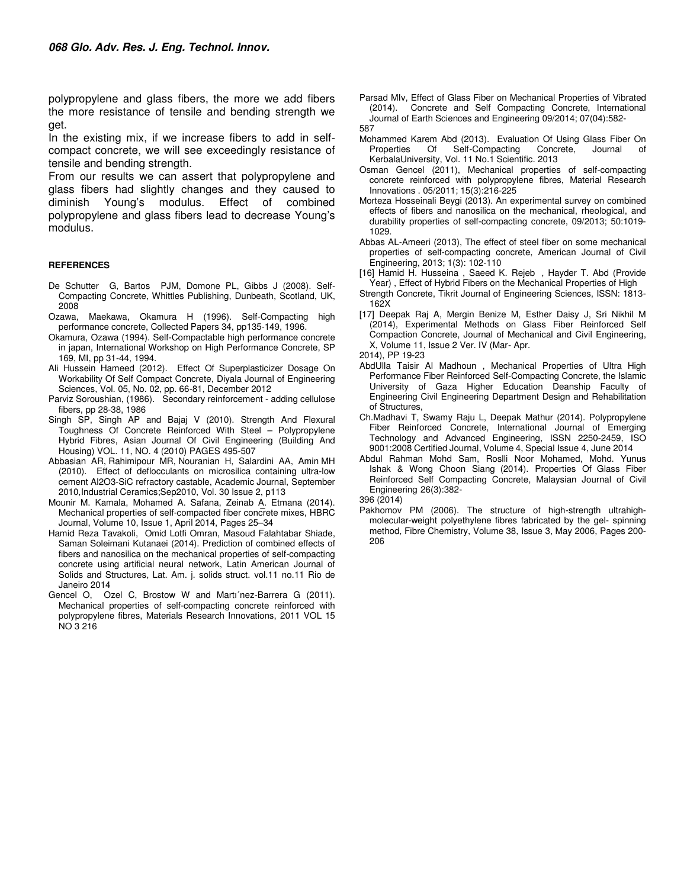polypropylene and glass fibers, the more we add fibers the more resistance of tensile and bending strength we get.

In the existing mix, if we increase fibers to add in self-compact concrete, we will see exceedingly resistance of tensile and bending strength.

From our results we can assert that polypropylene and glass fibers had slightly changes and they caused to diminish Young's modulus. Effect of combined polypropylene and glass fibers lead to decrease Young's modulus.

## REFERENCES

De Schutter G, Bartos PJM, Domone PL, Gibbs J (2008). Self-Compacting Concrete, Whittles Publishing, Dunbeath, Scotland, UK, 2008

Ozawa, Maekawa, Okamura H (1996). Self-Compacting high performance concrete, Collected Papers 34, pp135-149, 1996.

Okamura, Ozawa (1994). Self-Compactable high performance concrete in japan, International Workshop on High Performance Concrete, SP 169, MI, pp 31-44, 1994.

Ali Hussein Hameed (2012). Effect Of Superplasticizer Dosage On Workability Of Self Compact Concrete, Diyala Journal of Engineering Sciences, Vol. 05, No. 02, pp. 66-81, December 2012

Parviz Soroushian, (1986). Secondary reinforcement - adding cellulose fibers, pp 28-38, 1986

Singh SP, Singh AP and Bajaj V (2010). Strength And Flexural Toughness Of Concrete Reinforced With Steel – Polypropylene Hybrid Fibres, Asian Journal Of Civil Engineering (Building And Housing) VOL. 11, NO. 4 (2010) PAGES 495-507

Abbasian AR, Rahimipour MR, Nouranian H, Salardini AA, Amin MH (2010). Effect of deflocculants on microsilica containing ultra-low cement Al2O3-SiC refractory castable, Academic Journal, September 2010,Industrial Ceramics;Sep2010, Vol. 30 Issue 2, p113

Mounir M. Kamala, Mohamed A. Safana, Zeinab A. Etmana (2014). Mechanical properties of self-compacted fiber concrete mixes, HBRC Journal, Volume 10, Issue 1, April 2014, Pages 25–34

Hamid Reza Tavakoli, Omid Lotfi Omran, Masoud Falahtabar Shiade, Saman Soleimani Kutanaei (2014). Prediction of combined effects of fibers and nanosilica on the mechanical properties of self-compacting concrete using artificial neural network, Latin American Journal of Solids and Structures, Lat. Am. j. solids struct. vol.11 no.11 Rio de Janeiro 2014

Gencel O, Ozel C, Brostow W and Martı´nez-Barrera G (2011). Mechanical properties of self-compacting concrete reinforced with polypropylene fibres, Materials Research Innovations, 2011 VOL 15 NO 3 216

Parsad MIv, Effect of Glass Fiber on Mechanical Properties of Vibrated (2014). Concrete and Self Compacting Concrete, International Journal of Earth Sciences and Engineering 09/2014; 07(04):582-587

Mohammed Karem Abd (2013). Evaluation Of Using Glass Fiber On Properties Of Self-Compacting Concrete, Journal of KerbalaUniversity, Vol. 11 No.1 Scientific. 2013

Osman Gencel (2011), Mechanical properties of self-compacting concrete reinforced with polypropylene fibres, Material Research Innovations . 05/2011; 15(3):216-225

Morteza Hosseinali Beygi (2013). An experimental survey on combined effects of fibers and nanosilica on the mechanical, rheological, and durability properties of self-compacting concrete, 09/2013; 50:1019-1029.

Abbas AL-Ameeri (2013), The effect of steel fiber on some mechanical properties of self-compacting concrete, American Journal of Civil Engineering, 2013; 1(3): 102-110

[16] Hamid H. Husseina , Saeed K. Rejeb , Hayder T. Abd (Provide Year) , Effect of Hybrid Fibers on the Mechanical Properties of High Strength Concrete, Tikrit Journal of Engineering Sciences, ISSN: 1813-162X

[17] Deepak Raj A, Mergin Benize M, Esther Daisy J, Sri Nikhil M (2014), Experimental Methods on Glass Fiber Reinforced Self Compaction Concrete, Journal of Mechanical and Civil Engineering, X, Volume 11, Issue 2 Ver. IV (Mar- Apr. 2014), PP 19-23

AbdUlla Taisir Al Madhoun , Mechanical Properties of Ultra High Performance Fiber Reinforced Self-Compacting Concrete, the Islamic University of Gaza Higher Education Deanship Faculty of Engineering Civil Engineering Department Design and Rehabilitation of Structures,

Ch.Madhavi T, Swamy Raju L, Deepak Mathur (2014). Polypropylene Fiber Reinforced Concrete, International Journal of Emerging Technology and Advanced Engineering, ISSN 2250-2459, ISO 9001:2008 Certified Journal, Volume 4, Special Issue 4, June 2014

Abdul Rahman Mohd Sam, Roslli Noor Mohamed, Mohd. Yunus Ishak & Wong Choon Siang (2014). Properties Of Glass Fiber Reinforced Self Compacting Concrete, Malaysian Journal of Civil Engineering 26(3):382-396 (2014)

Pakhomov PM (2006). The structure of high-strength ultrahigh-molecular-weight polyethylene fibres fabricated by the gel- spinning method, Fibre Chemistry, Volume 38, Issue 3, May 2006, Pages 200-206